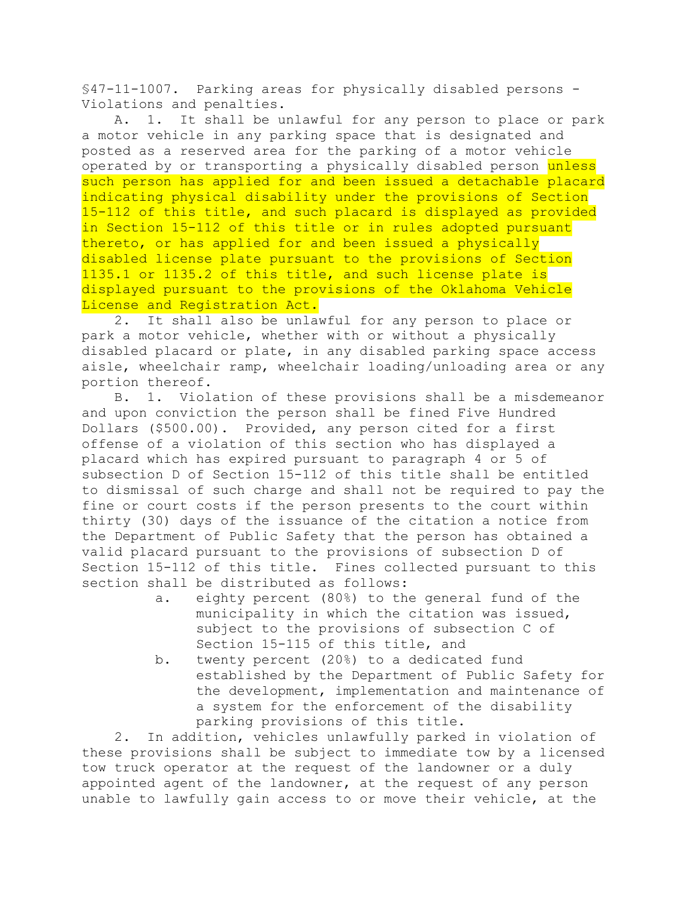§47-11-1007. Parking areas for physically disabled persons - Violations and penalties.

A. 1. It shall be unlawful for any person to place or park a motor vehicle in any parking space that is designated and posted as a reserved area for the parking of a motor vehicle operated by or transporting a physically disabled person unless such person has applied for and been issued a detachable placard indicating physical disability under the provisions of Section 15-112 of this title, and such placard is displayed as provided in Section 15-112 of this title or in rules adopted pursuant thereto, or has applied for and been issued a physically disabled license plate pursuant to the provisions of Section 1135.1 or 1135.2 of this title, and such license plate is displayed pursuant to the provisions of the Oklahoma Vehicle License and Registration Act.

2. It shall also be unlawful for any person to place or park a motor vehicle, whether with or without a physically disabled placard or plate, in any disabled parking space access aisle, wheelchair ramp, wheelchair loading/unloading area or any portion thereof.

B. 1. Violation of these provisions shall be a misdemeanor and upon conviction the person shall be fined Five Hundred Dollars ($500.00). Provided, any person cited for a first offense of a violation of this section who has displayed a placard which has expired pursuant to paragraph 4 or 5 of subsection D of Section 15-112 of this title shall be entitled to dismissal of such charge and shall not be required to pay the fine or court costs if the person presents to the court within thirty (30) days of the issuance of the citation a notice from the Department of Public Safety that the person has obtained a valid placard pursuant to the provisions of subsection D of Section 15-112 of this title. Fines collected pursuant to this section shall be distributed as follows:

a. eighty percent (80%) to the general fund of the municipality in which the citation was issued, subject to the provisions of subsection C of Section 15-115 of this title, and

b. twenty percent (20%) to a dedicated fund established by the Department of Public Safety for the development, implementation and maintenance of a system for the enforcement of the disability parking provisions of this title.

2. In addition, vehicles unlawfully parked in violation of these provisions shall be subject to immediate tow by a licensed tow truck operator at the request of the landowner or a duly appointed agent of the landowner, at the request of any person unable to lawfully gain access to or move their vehicle, at the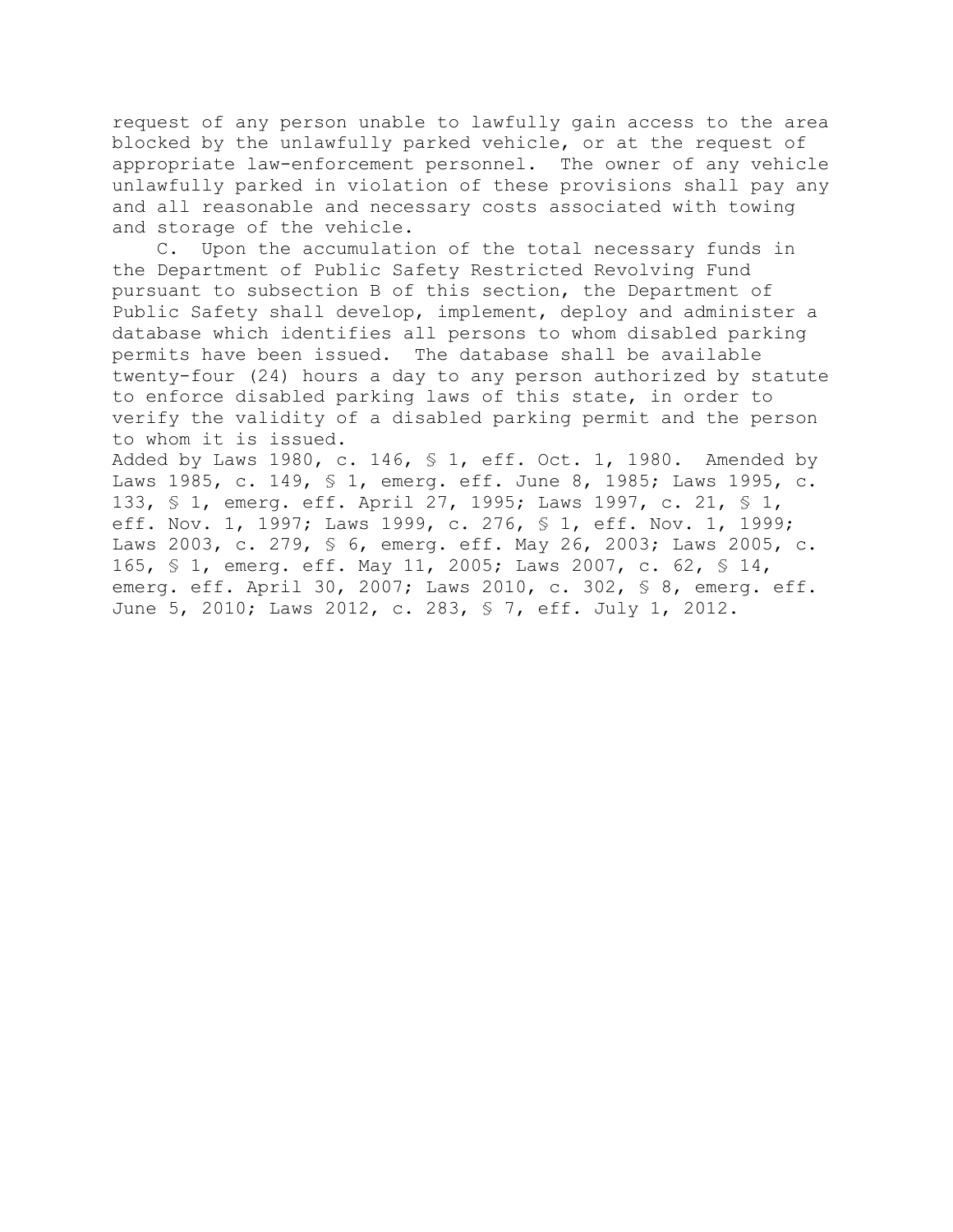request of any person unable to lawfully gain access to the area blocked by the unlawfully parked vehicle, or at the request of appropriate law-enforcement personnel. The owner of any vehicle unlawfully parked in violation of these provisions shall pay any and all reasonable and necessary costs associated with towing and storage of the vehicle.

C. Upon the accumulation of the total necessary funds in the Department of Public Safety Restricted Revolving Fund pursuant to subsection B of this section, the Department of Public Safety shall develop, implement, deploy and administer a database which identifies all persons to whom disabled parking permits have been issued. The database shall be available twenty-four (24) hours a day to any person authorized by statute to enforce disabled parking laws of this state, in order to verify the validity of a disabled parking permit and the person to whom it is issued.

Added by Laws 1980, c. 146, § 1, eff. Oct. 1, 1980. Amended by Laws 1985, c. 149, § 1, emerg. eff. June 8, 1985; Laws 1995, c. 133, § 1, emerg. eff. April 27, 1995; Laws 1997, c. 21, § 1, eff. Nov. 1, 1997; Laws 1999, c. 276, § 1, eff. Nov. 1, 1999; Laws 2003, c. 279, § 6, emerg. eff. May 26, 2003; Laws 2005, c. 165, § 1, emerg. eff. May 11, 2005; Laws 2007, c. 62, § 14, emerg. eff. April 30, 2007; Laws 2010, c. 302, § 8, emerg. eff. June 5, 2010; Laws 2012, c. 283, § 7, eff. July 1, 2012.